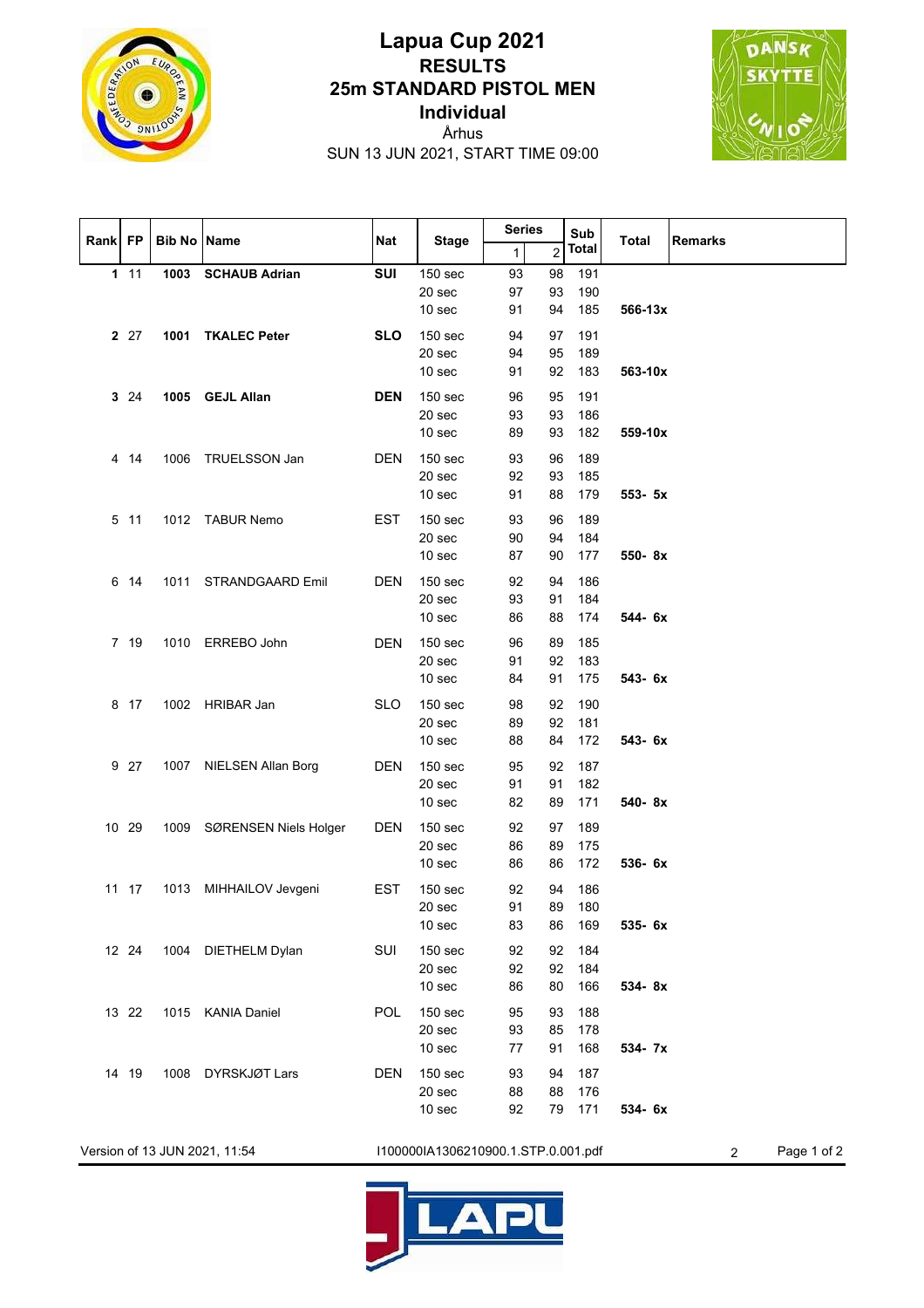# Lapua Cup 2021

## RESULTS

## 25m STANDARD PISTOL MEN

### Individual

Århus

SUN 13 JUN 2021, START TIME 09:00

| Rank | FP | Bib No | Name | Nat | Stage | Series 1 | Series 2 | Sub Total | Total | Remarks |
|---|---|---|---|---|---|---|---|---|---|---|
| **1** | 11 | **1003** | **SCHAUB Adrian** | **SUI** | 150 sec | 93 | 98 | 191 | | |
| | | | | | 20 sec | 97 | 93 | 190 | | |
| | | | | | 10 sec | 91 | 94 | 185 | **566-13x** | |
| **2** | 27 | **1001** | **TKALEC Peter** | **SLO** | 150 sec | 94 | 97 | 191 | | |
| | | | | | 20 sec | 94 | 95 | 189 | | |
| | | | | | 10 sec | 91 | 92 | 183 | **563-10x** | |
| **3** | 24 | **1005** | **GEJL Allan** | **DEN** | 150 sec | 96 | 95 | 191 | | |
| | | | | | 20 sec | 93 | 93 | 186 | | |
| | | | | | 10 sec | 89 | 93 | 182 | **559-10x** | |
| 4 | 14 | 1006 | TRUELSSON Jan | DEN | 150 sec | 93 | 96 | 189 | | |
| | | | | | 20 sec | 92 | 93 | 185 | | |
| | | | | | 10 sec | 91 | 88 | 179 | **553- 5x** | |
| 5 | 11 | 1012 | TABUR Nemo | EST | 150 sec | 93 | 96 | 189 | | |
| | | | | | 20 sec | 90 | 94 | 184 | | |
| | | | | | 10 sec | 87 | 90 | 177 | **550- 8x** | |
| 6 | 14 | 1011 | STRANDGAARD Emil | DEN | 150 sec | 92 | 94 | 186 | | |
| | | | | | 20 sec | 93 | 91 | 184 | | |
| | | | | | 10 sec | 86 | 88 | 174 | **544- 6x** | |
| 7 | 19 | 1010 | ERREBO John | DEN | 150 sec | 96 | 89 | 185 | | |
| | | | | | 20 sec | 91 | 92 | 183 | | |
| | | | | | 10 sec | 84 | 91 | 175 | **543- 6x** | |
| 8 | 17 | 1002 | HRIBAR Jan | SLO | 150 sec | 98 | 92 | 190 | | |
| | | | | | 20 sec | 89 | 92 | 181 | | |
| | | | | | 10 sec | 88 | 84 | 172 | **543- 6x** | |
| 9 | 27 | 1007 | NIELSEN Allan Borg | DEN | 150 sec | 95 | 92 | 187 | | |
| | | | | | 20 sec | 91 | 91 | 182 | | |
| | | | | | 10 sec | 82 | 89 | 171 | **540- 8x** | |
| 10 | 29 | 1009 | SØRENSEN Niels Holger | DEN | 150 sec | 92 | 97 | 189 | | |
| | | | | | 20 sec | 86 | 89 | 175 | | |
| | | | | | 10 sec | 86 | 86 | 172 | **536- 6x** | |
| 11 | 17 | 1013 | MIHHAILOV Jevgeni | EST | 150 sec | 92 | 94 | 186 | | |
| | | | | | 20 sec | 91 | 89 | 180 | | |
| | | | | | 10 sec | 83 | 86 | 169 | **535- 6x** | |
| 12 | 24 | 1004 | DIETHELM Dylan | SUI | 150 sec | 92 | 92 | 184 | | |
| | | | | | 20 sec | 92 | 92 | 184 | | |
| | | | | | 10 sec | 86 | 80 | 166 | **534- 8x** | |
| 13 | 22 | 1015 | KANIA Daniel | POL | 150 sec | 95 | 93 | 188 | | |
| | | | | | 20 sec | 93 | 85 | 178 | | |
| | | | | | 10 sec | 77 | 91 | 168 | **534- 7x** | |
| 14 | 19 | 1008 | DYRSKJØT Lars | DEN | 150 sec | 93 | 94 | 187 | | |
| | | | | | 20 sec | 88 | 88 | 176 | | |
| | | | | | 10 sec | 92 | 79 | 171 | **534- 6x** | |

Version of 13 JUN 2021, 11:54 I100000IA1306210900.1.STP.0.001.pdf 2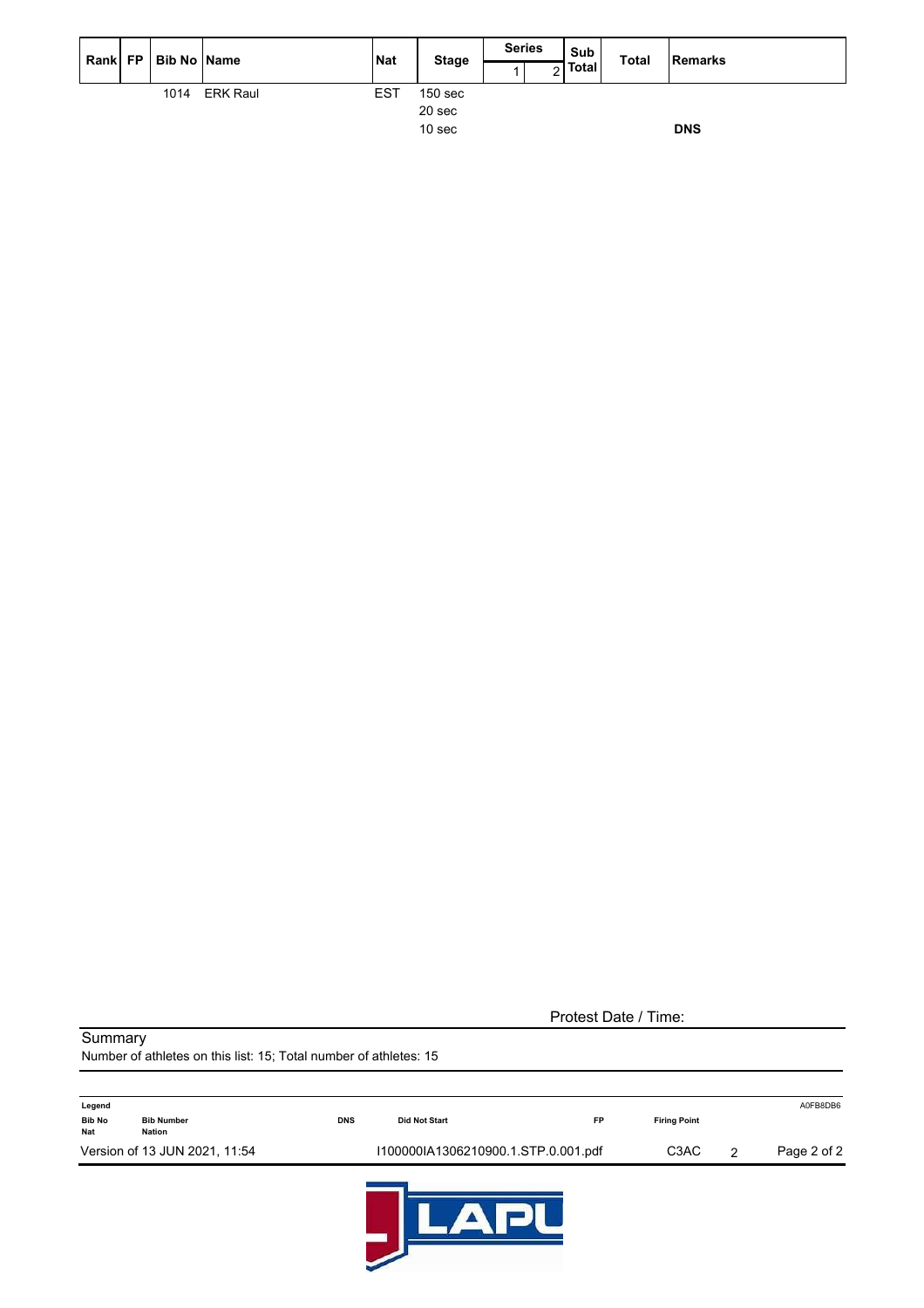| Rank | FP | Bib No | Name | Nat | Stage | Series | | Sub Total | Total | Remarks |
|---|---|---|---|---|---|---|---|---|---|---|
| | | | | | | 1 | 2 | | | |
| | | 1014 | ERK Raul | EST | 150 sec | | | | | |
| | | | | | 20 sec | | | | | |
| | | | | | 10 sec | | | | | **DNS** |

Protest Date / Time:

Summary

Number of athletes on this list: 15; Total number of athletes: 15

**Legend**

| | | | | | |
|---|---|---|---|---|---|
| **Bib No** | **Bib Number** | **DNS** | **Did Not Start** | **FP** | **Firing Point** |
| **Nat** | **Nation** | | | | |

A0FB8DB6

Version of 13 JUN 2021, 11:54 I100000IA1306210900.1.STP.0.001.pdf C3AC 2